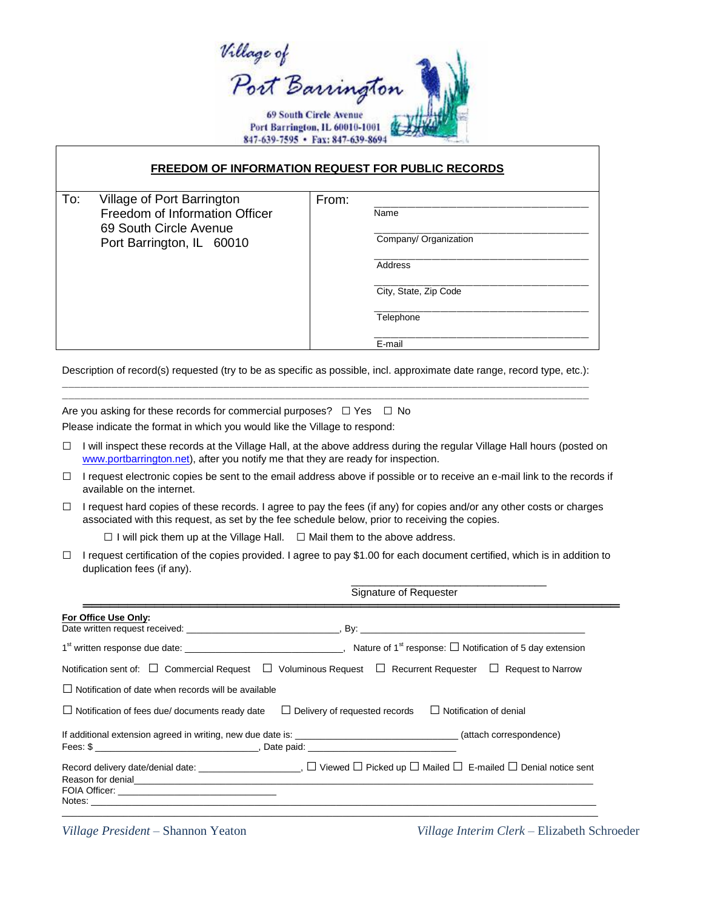Village of Port Barrington

69 South Circle Avenue
Port Barrington, IL 60010-1001
847-639-7595 • Fax: 847-639-8694

## FREEDOM OF INFORMATION REQUEST FOR PUBLIC RECORDS

| To: Village of Port Barrington<br>Freedom of Information Officer<br>69 South Circle Avenue<br>Port Barrington, IL 60010 | From:<br>\_\_\_\_\_\_\_\_\_\_\_\_\_\_\_\_\_\_\_\_\_\_\_\_<br>Name<br>\_\_\_\_\_\_\_\_\_\_\_\_\_\_\_\_\_\_\_\_\_\_\_\_<br>Company/ Organization<br>\_\_\_\_\_\_\_\_\_\_\_\_\_\_\_\_\_\_\_\_\_\_\_\_<br>Address<br>\_\_\_\_\_\_\_\_\_\_\_\_\_\_\_\_\_\_\_\_\_\_\_\_<br>City, State, Zip Code<br>\_\_\_\_\_\_\_\_\_\_\_\_\_\_\_\_\_\_\_\_\_\_\_\_<br>Telephone<br>\_\_\_\_\_\_\_\_\_\_\_\_\_\_\_\_\_\_\_\_\_\_\_\_<br>E-mail |
|---|---|

Description of record(s) requested (try to be as specific as possible, incl. approximate date range, record type, etc.):

\_\_\_\_\_\_\_\_\_\_\_\_\_\_\_\_\_\_\_\_\_\_\_\_\_\_\_\_\_\_\_\_\_\_\_\_\_\_\_\_\_\_\_\_\_\_\_\_\_\_\_\_\_\_\_\_\_\_\_\_\_\_\_\_\_\_\_\_\_\_\_\_\_\_

\_\_\_\_\_\_\_\_\_\_\_\_\_\_\_\_\_\_\_\_\_\_\_\_\_\_\_\_\_\_\_\_\_\_\_\_\_\_\_\_\_\_\_\_\_\_\_\_\_\_\_\_\_\_\_\_\_\_\_\_\_\_\_\_\_\_\_\_\_\_\_\_\_\_

Are you asking for these records for commercial purposes? ☐ Yes ☐ No

Please indicate the format in which you would like the Village to respond:

☐ I will inspect these records at the Village Hall, at the above address during the regular Village Hall hours (posted on www.portbarrington.net), after you notify me that they are ready for inspection.

☐ I request electronic copies be sent to the email address above if possible or to receive an e-mail link to the records if available on the internet.

☐ I request hard copies of these records. I agree to pay the fees (if any) for copies and/or any other costs or charges associated with this request, as set by the fee schedule below, prior to receiving the copies.

☐ I will pick them up at the Village Hall. ☐ Mail them to the above address.

☐ I request certification of the copies provided. I agree to pay $1.00 for each document certified, which is in addition to duplication fees (if any).

\_\_\_\_\_\_\_\_\_\_\_\_\_\_\_\_\_\_\_\_\_\_\_\_\_\_\_\_\_\_
Signature of Requester

**For Office Use Only:**

Date written request received: \_\_\_\_\_\_\_\_\_\_\_\_\_\_\_\_\_\_\_\_\_\_\_\_, By: \_\_\_\_\_\_\_\_\_\_\_\_\_\_\_\_\_\_\_\_\_\_\_\_\_\_\_\_\_\_

1st written response due date: \_\_\_\_\_\_\_\_\_\_\_\_\_\_\_\_\_\_\_\_\_\_\_\_, Nature of 1st response: ☐ Notification of 5 day extension

Notification sent of: ☐ Commercial Request ☐ Voluminous Request ☐ Recurrent Requester ☐ Request to Narrow

☐ Notification of date when records will be available

☐ Notification of fees due/ documents ready date ☐ Delivery of requested records ☐ Notification of denial

If additional extension agreed in writing, new due date is: \_\_\_\_\_\_\_\_\_\_\_\_\_\_\_\_\_\_\_\_\_\_\_\_ (attach correspondence)

Fees: $ \_\_\_\_\_\_\_\_\_\_\_\_\_\_\_\_\_\_\_\_\_\_\_\_, Date paid: \_\_\_\_\_\_\_\_\_\_\_\_\_\_\_\_\_\_\_\_\_\_\_\_

Record delivery date/denial date: \_\_\_\_\_\_\_\_\_\_\_\_\_\_\_\_, ☐ Viewed ☐ Picked up ☐ Mailed ☐ E-mailed ☐ Denial notice sent

Reason for denial\_\_\_\_\_\_\_\_\_\_\_\_\_\_\_\_\_\_\_\_\_\_\_\_\_\_\_\_\_\_\_\_\_\_\_\_\_\_\_\_\_\_\_\_\_\_\_\_\_\_\_\_\_\_\_\_\_\_\_\_

FOIA Officer: \_\_\_\_\_\_\_\_\_\_\_\_\_\_\_\_\_\_\_\_\_\_\_\_

Notes: \_\_\_\_\_\_\_\_\_\_\_\_\_\_\_\_\_\_\_\_\_\_\_\_\_\_\_\_\_\_\_\_\_\_\_\_\_\_\_\_\_\_\_\_\_\_\_\_\_\_\_\_\_\_\_\_\_\_\_\_\_\_\_\_\_\_\_\_

*Village President* – Shannon Yeaton *Village Interim Clerk* – Elizabeth Schroeder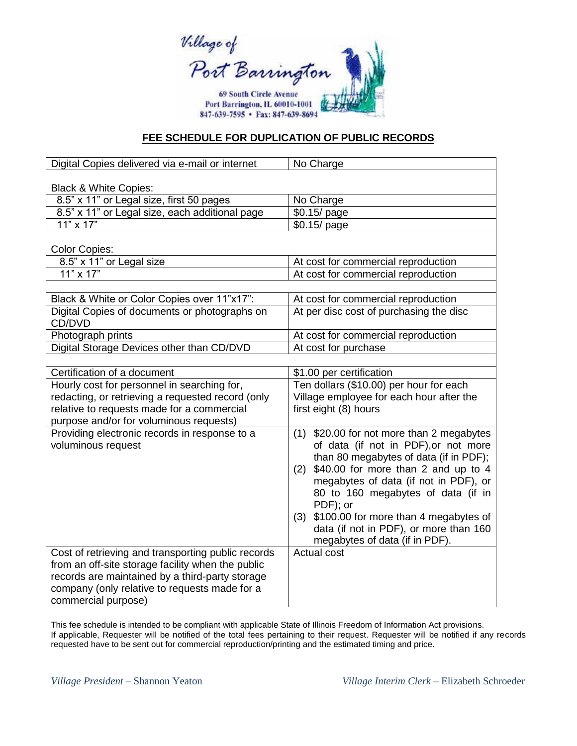Village of Port Barrington

69 South Circle Avenue
Port Barrington, IL 60010-1001
847-639-7595 • Fax: 847-639-8694

## FEE SCHEDULE FOR DUPLICATION OF PUBLIC RECORDS

| | |
|---|---|
| Digital Copies delivered via e-mail or internet | No Charge |
| Black & White Copies: | |
| 8.5" x 11" or Legal size, first 50 pages | No Charge |
| 8.5" x 11" or Legal size, each additional page | $0.15/ page |
| 11" x 17" | $0.15/ page |
| Color Copies: | |
| 8.5" x 11" or Legal size | At cost for commercial reproduction |
| 11" x 17" | At cost for commercial reproduction |
| | |
| Black & White or Color Copies over 11"x17": | At cost for commercial reproduction |
| Digital Copies of documents or photographs on CD/DVD | At per disc cost of purchasing the disc |
| Photograph prints | At cost for commercial reproduction |
| Digital Storage Devices other than CD/DVD | At cost for purchase |
| | |
| Certification of a document | $1.00 per certification |
| Hourly cost for personnel in searching for, redacting, or retrieving a requested record (only relative to requests made for a commercial purpose and/or for voluminous requests) | Ten dollars ($10.00) per hour for each Village employee for each hour after the first eight (8) hours |
| Providing electronic records in response to a voluminous request | (1) $20.00 for not more than 2 megabytes of data (if not in PDF),or not more than 80 megabytes of data (if in PDF); (2) $40.00 for more than 2 and up to 4 megabytes of data (if not in PDF), or 80 to 160 megabytes of data (if in PDF); or (3) $100.00 for more than 4 megabytes of data (if not in PDF), or more than 160 megabytes of data (if in PDF). |
| Cost of retrieving and transporting public records from an off-site storage facility when the public records are maintained by a third-party storage company (only relative to requests made for a commercial purpose) | Actual cost |

This fee schedule is intended to be compliant with applicable State of Illinois Freedom of Information Act provisions.
If applicable, Requester will be notified of the total fees pertaining to their request. Requester will be notified if any records requested have to be sent out for commercial reproduction/printing and the estimated timing and price.

*Village President* – Shannon Yeaton

*Village Interim Clerk* – Elizabeth Schroeder